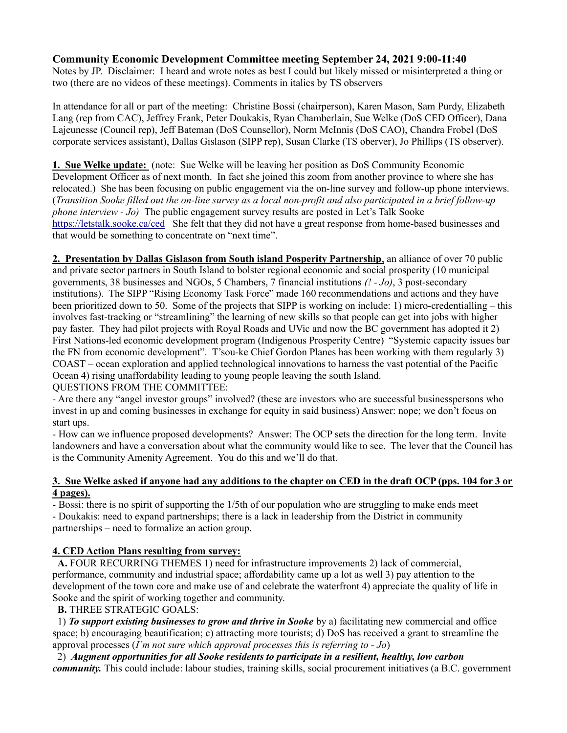# Community Economic Development Committee meeting September 24, 2021 9:00-11:40

Notes by JP. Disclaimer: I heard and wrote notes as best I could but likely missed or misinterpreted a thing or two (there are no videos of these meetings). Comments in italics by TS observers

In attendance for all or part of the meeting: Christine Bossi (chairperson), Karen Mason, Sam Purdy, Elizabeth Lang (rep from CAC), Jeffrey Frank, Peter Doukakis, Ryan Chamberlain, Sue Welke (DoS CED Officer), Dana Lajeunesse (Council rep), Jeff Bateman (DoS Counsellor), Norm McInnis (DoS CAO), Chandra Frobel (DoS corporate services assistant), Dallas Gislason (SIPP rep), Susan Clarke (TS oberver), Jo Phillips (TS observer).

**1. Sue Welke update:** (note: Sue Welke will be leaving her position as DoS Community Economic Development Officer as of next month. In fact she joined this zoom from another province to where she has relocated.) She has been focusing on public engagement via the on-line survey and follow-up phone interviews. (*Transition Sooke filled out the on-line survey as a local non-profit and also participated in a brief follow-up phone interview - Jo)* The public engagement survey results are posted in Let's Talk Sooke https://letstalk.sooke.ca/ced She felt that they did not have a great response from home-based businesses and that would be something to concentrate on "next time".

**2. Presentation by Dallas Gislason from South island Posperity Partnership**, an alliance of over 70 public and private sector partners in South Island to bolster regional economic and social prosperity (10 municipal governments, 38 businesses and NGOs, 5 Chambers, 7 financial institutions *(! - Jo)*, 3 post-secondary institutions). The SIPP "Rising Economy Task Force" made 160 recommendations and actions and they have been prioritized down to 50. Some of the projects that SIPP is working on include: 1) micro-credentialling – this involves fast-tracking or "streamlining" the learning of new skills so that people can get into jobs with higher pay faster. They had pilot projects with Royal Roads and UVic and now the BC government has adopted it 2) First Nations-led economic development program (Indigenous Prosperity Centre) "Systemic capacity issues bar the FN from economic development". T'sou-ke Chief Gordon Planes has been working with them regularly 3) COAST – ocean exploration and applied technological innovations to harness the vast potential of the Pacific Ocean 4) rising unaffordability leading to young people leaving the south Island.

QUESTIONS FROM THE COMMITTEE:

- Are there any "angel investor groups" involved? (these are investors who are successful businesspersons who invest in up and coming businesses in exchange for equity in said business) Answer: nope; we don't focus on start ups.
- How can we influence proposed developments? Answer: The OCP sets the direction for the long term. Invite landowners and have a conversation about what the community would like to see. The lever that the Council has is the Community Amenity Agreement. You do this and we'll do that.

**3. Sue Welke asked if anyone had any additions to the chapter on CED in the draft OCP (pps. 104 for 3 or 4 pages).**

- Bossi: there is no spirit of supporting the 1/5th of our population who are struggling to make ends meet
- Doukakis: need to expand partnerships; there is a lack in leadership from the District in community partnerships – need to formalize an action group.

**4. CED Action Plans resulting from survey:**

**A.** FOUR RECURRING THEMES 1) need for infrastructure improvements 2) lack of commercial, performance, community and industrial space; affordability came up a lot as well 3) pay attention to the development of the town core and make use of and celebrate the waterfront 4) appreciate the quality of life in Sooke and the spirit of working together and community.

**B.** THREE STRATEGIC GOALS:

1) ***To support existing businesses to grow and thrive in Sooke*** by a) facilitating new commercial and office space; b) encouraging beautification; c) attracting more tourists; d) DoS has received a grant to streamline the approval processes (*I'm not sure which approval processes this is referring to - Jo*)

2) ***Augment opportunities for all Sooke residents to participate in a resilient, healthy, low carbon community.*** This could include: labour studies, training skills, social procurement initiatives (a B.C. government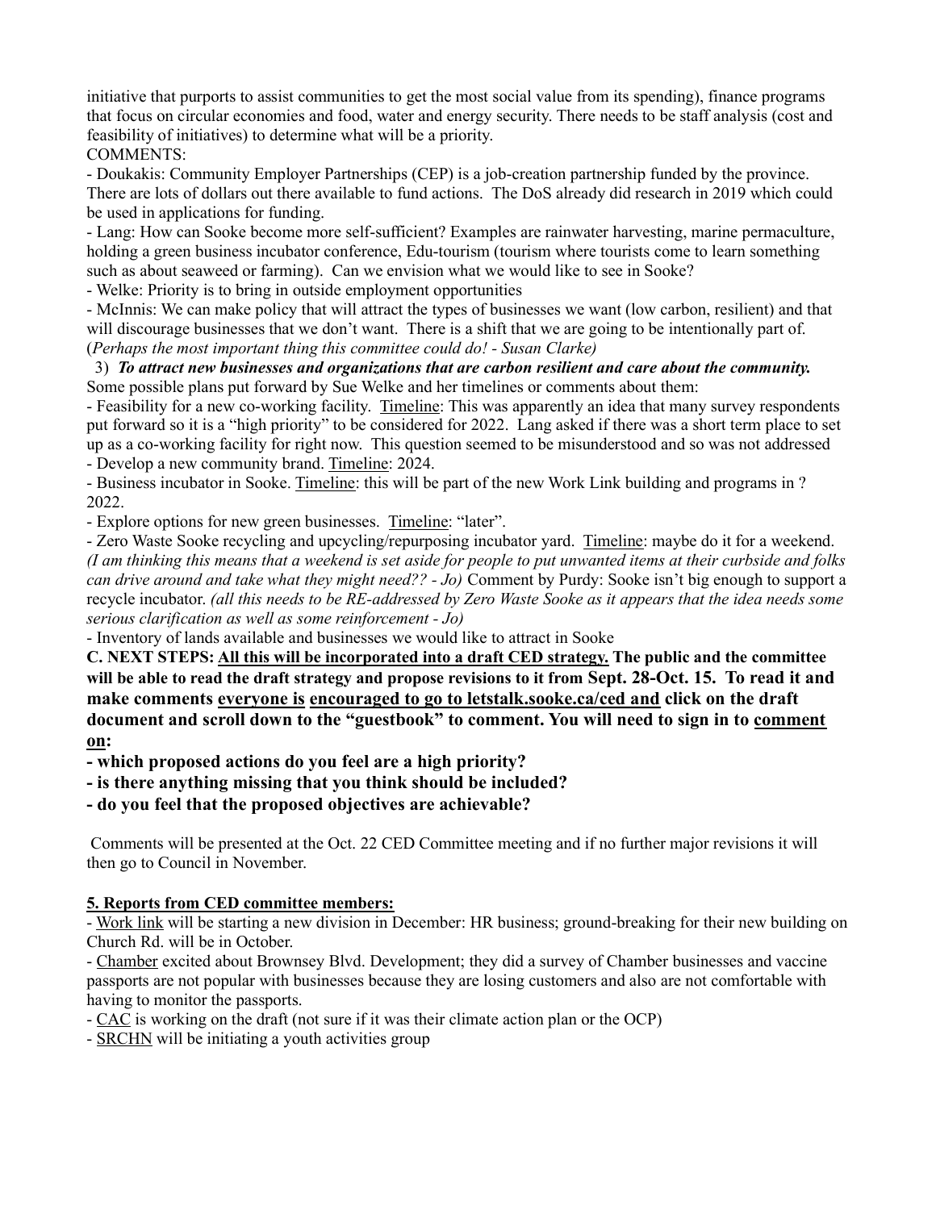initiative that purports to assist communities to get the most social value from its spending), finance programs that focus on circular economies and food, water and energy security. There needs to be staff analysis (cost and feasibility of initiatives) to determine what will be a priority.
COMMENTS:
- Doukakis: Community Employer Partnerships (CEP) is a job-creation partnership funded by the province. There are lots of dollars out there available to fund actions. The DoS already did research in 2019 which could be used in applications for funding.
- Lang: How can Sooke become more self-sufficient? Examples are rainwater harvesting, marine permaculture, holding a green business incubator conference, Edu-tourism (tourism where tourists come to learn something such as about seaweed or farming). Can we envision what we would like to see in Sooke?
- Welke: Priority is to bring in outside employment opportunities
- McInnis: We can make policy that will attract the types of businesses we want (low carbon, resilient) and that will discourage businesses that we don't want. There is a shift that we are going to be intentionally part of. (*Perhaps the most important thing this committee could do! - Susan Clarke)*

3) ***To attract new businesses and organizations that are carbon resilient and care about the community.*** Some possible plans put forward by Sue Welke and her timelines or comments about them:
- Feasibility for a new co-working facility. <u>Timeline</u>: This was apparently an idea that many survey respondents put forward so it is a "high priority" to be considered for 2022. Lang asked if there was a short term place to set up as a co-working facility for right now. This question seemed to be misunderstood and so was not addressed
- Develop a new community brand. <u>Timeline</u>: 2024.
- Business incubator in Sooke. <u>Timeline</u>: this will be part of the new Work Link building and programs in ? 2022.
- Explore options for new green businesses. <u>Timeline</u>: "later".
- Zero Waste Sooke recycling and upcycling/repurposing incubator yard. <u>Timeline</u>: maybe do it for a weekend. *(I am thinking this means that a weekend is set aside for people to put unwanted items at their curbside and folks can drive around and take what they might need?? - Jo)* Comment by Purdy: Sooke isn't big enough to support a recycle incubator. *(all this needs to be RE-addressed by Zero Waste Sooke as it appears that the idea needs some serious clarification as well as some reinforcement - Jo)*
- Inventory of lands available and businesses we would like to attract in Sooke

**C. NEXT STEPS: <u>All this will be incorporated into a draft CED strategy.</u> The public and the committee will be able to read the draft strategy and propose revisions to it from Sept. 28-Oct. 15. To read it and make comments <u>everyone is encouraged to go to letstalk.sooke.ca/ced and</u> click on the draft document and scroll down to the "guestbook" to comment. You will need to sign in to <u>comment on</u>:**

**- which proposed actions do you feel are a high priority?**

**- is there anything missing that you think should be included?**

**- do you feel that the proposed objectives are achievable?**

Comments will be presented at the Oct. 22 CED Committee meeting and if no further major revisions it will then go to Council in November.

**<u>5. Reports from CED committee members:</u>**
- <u>Work link</u> will be starting a new division in December: HR business; ground-breaking for their new building on Church Rd. will be in October.
- <u>Chamber</u> excited about Brownsey Blvd. Development; they did a survey of Chamber businesses and vaccine passports are not popular with businesses because they are losing customers and also are not comfortable with having to monitor the passports.
- <u>CAC</u> is working on the draft (not sure if it was their climate action plan or the OCP)
- <u>SRCHN</u> will be initiating a youth activities group